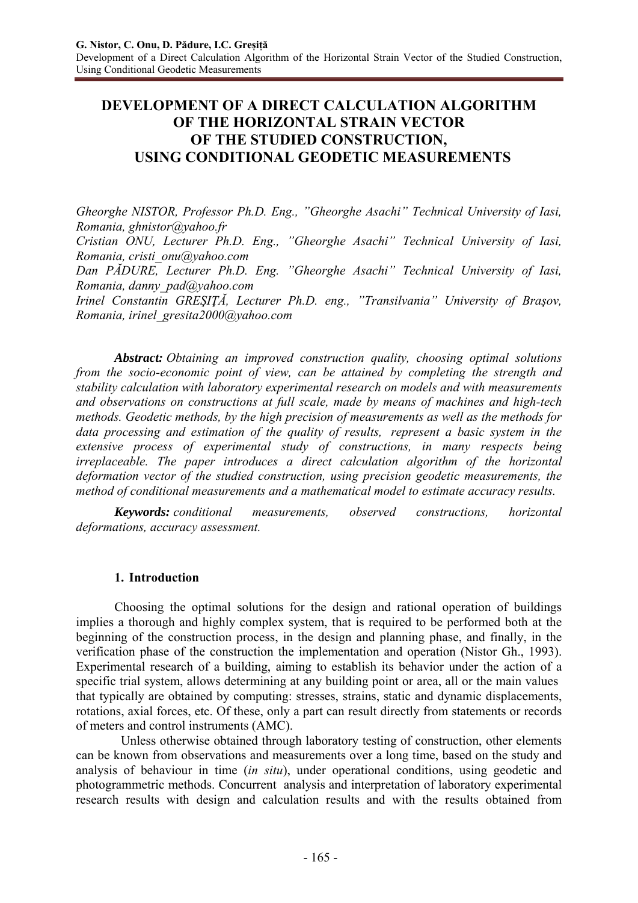# DEVELOPMENT OF A DIRECT CALCULATION ALGORITHM OF THE HORIZONTAL STRAIN VECTOR OF THE STUDIED CONSTRUCTION, USING CONDITIONAL GEODETIC MEASUREMENTS

*Gheorghe NISTOR, Professor Ph.D. Eng., "Gheorghe Asachi" Technical University of Iasi, Romania, ghnistor@yahoo.fr*

*Cristian ONU, Lecturer Ph.D. Eng., "Gheorghe Asachi" Technical University of Iasi, Romania, cristi_onu@yahoo.com*

*Dan PĂDURE, Lecturer Ph.D. Eng. "Gheorghe Asachi" Technical University of Iasi, Romania, danny_pad@yahoo.com*

*Irinel Constantin GREŞIŢĂ, Lecturer Ph.D. eng., "Transilvania" University of Braşov, Romania, irinel_gresita2000@yahoo.com*

***Abstract:*** *Obtaining an improved construction quality, choosing optimal solutions from the socio-economic point of view, can be attained by completing the strength and stability calculation with laboratory experimental research on models and with measurements and observations on constructions at full scale, made by means of machines and high-tech methods. Geodetic methods, by the high precision of measurements as well as the methods for data processing and estimation of the quality of results, represent a basic system in the extensive process of experimental study of constructions, in many respects being irreplaceable. The paper introduces a direct calculation algorithm of the horizontal deformation vector of the studied construction, using precision geodetic measurements, the method of conditional measurements and a mathematical model to estimate accuracy results.*

***Keywords:*** *conditional measurements, observed constructions, horizontal deformations, accuracy assessment.*

## 1. Introduction

Choosing the optimal solutions for the design and rational operation of buildings implies a thorough and highly complex system, that is required to be performed both at the beginning of the construction process, in the design and planning phase, and finally, in the verification phase of the construction the implementation and operation (Nistor Gh., 1993). Experimental research of a building, aiming to establish its behavior under the action of a specific trial system, allows determining at any building point or area, all or the main values that typically are obtained by computing: stresses, strains, static and dynamic displacements, rotations, axial forces, etc. Of these, only a part can result directly from statements or records of meters and control instruments (AMC).

Unless otherwise obtained through laboratory testing of construction, other elements can be known from observations and measurements over a long time, based on the study and analysis of behaviour in time (*in situ*), under operational conditions, using geodetic and photogrammetric methods. Concurrent analysis and interpretation of laboratory experimental research results with design and calculation results and with the results obtained from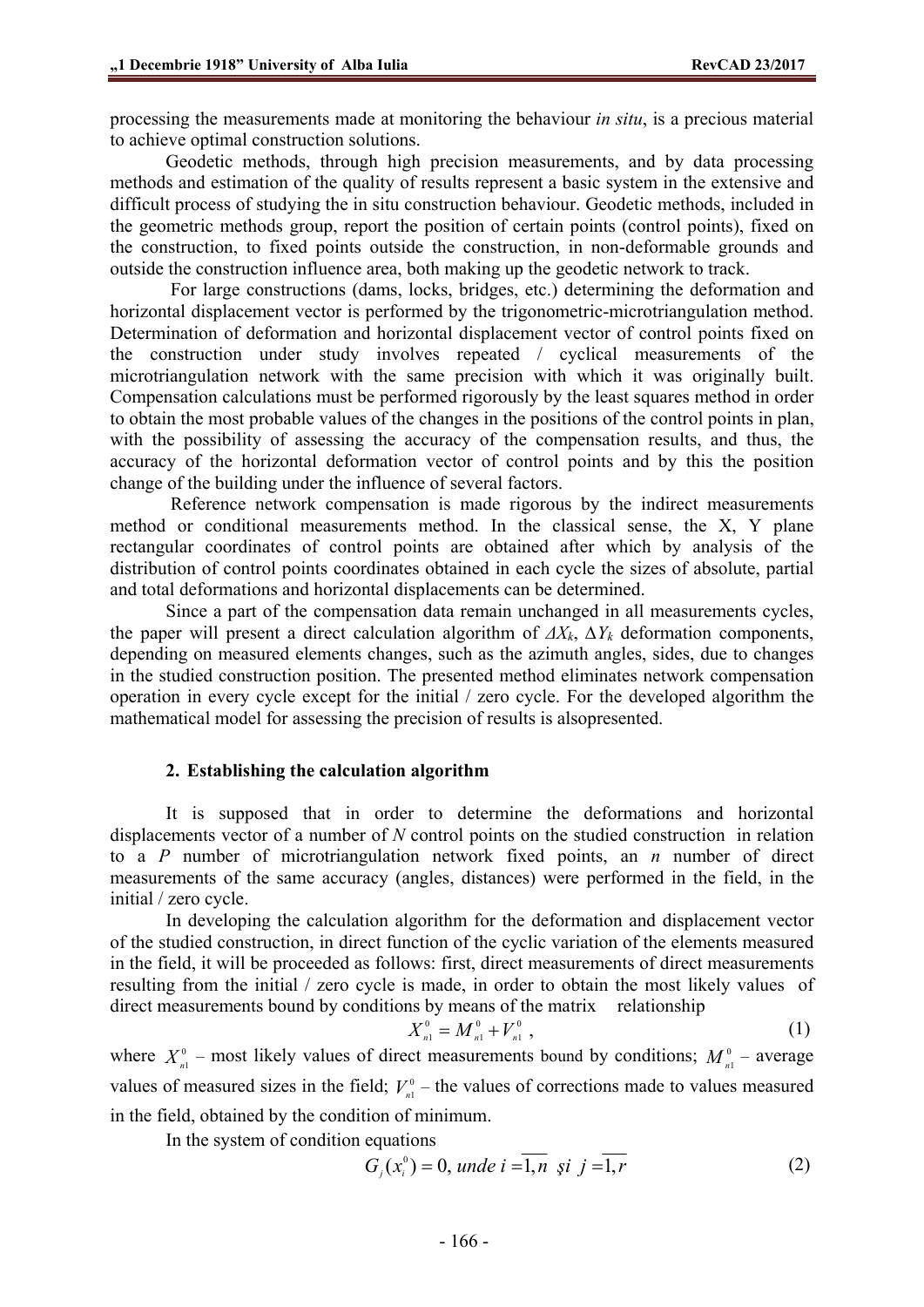processing the measurements made at monitoring the behaviour *in situ*, is a precious material to achieve optimal construction solutions.

Geodetic methods, through high precision measurements, and by data processing methods and estimation of the quality of results represent a basic system in the extensive and difficult process of studying the in situ construction behaviour. Geodetic methods, included in the geometric methods group, report the position of certain points (control points), fixed on the construction, to fixed points outside the construction, in non-deformable grounds and outside the construction influence area, both making up the geodetic network to track.

For large constructions (dams, locks, bridges, etc.) determining the deformation and horizontal displacement vector is performed by the trigonometric-microtriangulation method. Determination of deformation and horizontal displacement vector of control points fixed on the construction under study involves repeated / cyclical measurements of the microtriangulation network with the same precision with which it was originally built. Compensation calculations must be performed rigorously by the least squares method in order to obtain the most probable values of the changes in the positions of the control points in plan, with the possibility of assessing the accuracy of the compensation results, and thus, the accuracy of the horizontal deformation vector of control points and by this the position change of the building under the influence of several factors.

Reference network compensation is made rigorous by the indirect measurements method or conditional measurements method. In the classical sense, the X, Y plane rectangular coordinates of control points are obtained after which by analysis of the distribution of control points coordinates obtained in each cycle the sizes of absolute, partial and total deformations and horizontal displacements can be determined.

Since a part of the compensation data remain unchanged in all measurements cycles, the paper will present a direct calculation algorithm of $\Delta X_k$, $\Delta Y_k$ deformation components, depending on measured elements changes, such as the azimuth angles, sides, due to changes in the studied construction position. The presented method eliminates network compensation operation in every cycle except for the initial / zero cycle. For the developed algorithm the mathematical model for assessing the precision of results is alsopresented.

## 2. Establishing the calculation algorithm

It is supposed that in order to determine the deformations and horizontal displacements vector of a number of *N* control points on the studied construction in relation to a *P* number of microtriangulation network fixed points, an *n* number of direct measurements of the same accuracy (angles, distances) were performed in the field, in the initial / zero cycle.

In developing the calculation algorithm for the deformation and displacement vector of the studied construction, in direct function of the cyclic variation of the elements measured in the field, it will be proceeded as follows: first, direct measurements of direct measurements resulting from the initial / zero cycle is made, in order to obtain the most likely values of direct measurements bound by conditions by means of the matrix relationship

$$X^0_{n1} = M^0_{n1} + V^0_{n1}\,, \tag{1}$$

where $X^0_{n1}$ – most likely values of direct measurements bound by conditions; $M^0_{n1}$ – average values of measured sizes in the field; $V^0_{n1}$ – the values of corrections made to values measured in the field, obtained by the condition of minimum.

In the system of condition equations

$$G_j(x^0_i) = 0,\ unde\ i = \overline{1,n}\ \ şi\ \ j = \overline{1,r} \tag{2}$$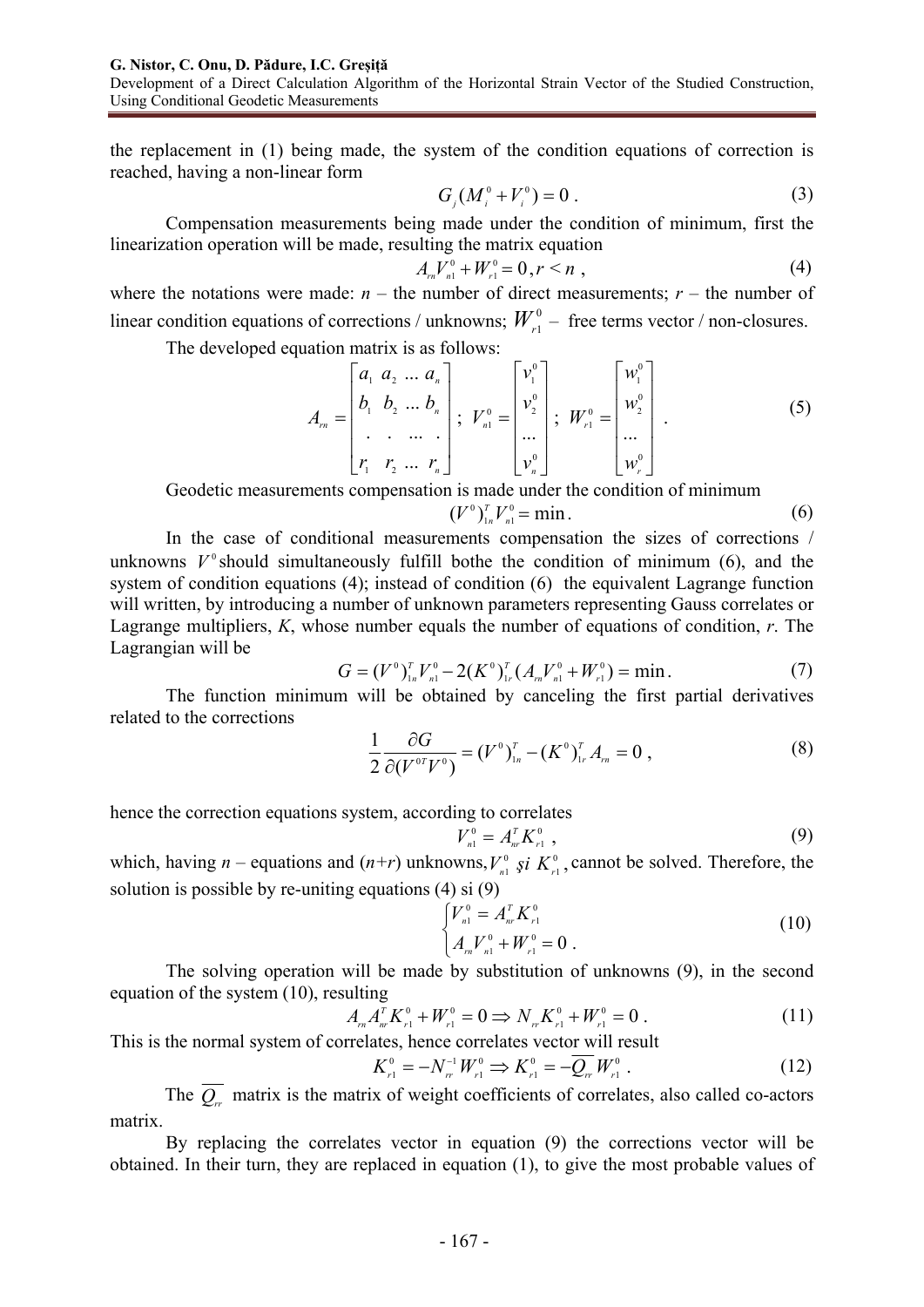the replacement in (1) being made, the system of the condition equations of correction is reached, having a non-linear form

$$G_j(M_i^0 + V_i^0) = 0 \ . \tag{3}$$

Compensation measurements being made under the condition of minimum, first the linearization operation will be made, resulting the matrix equation

$$A_{rn}V_{n1}^0 + W_{r1}^0 = 0, r < n \ , \tag{4}$$

where the notations were made: $n$ – the number of direct measurements; $r$ – the number of linear condition equations of corrections / unknowns; $W_{r1}^0$ – free terms vector / non-closures.

The developed equation matrix is as follows:

$$A_{rn} = \begin{bmatrix} a_1 & a_2 & \dots & a_n \\ b_1 & b_2 & \dots & b_n \\ . & . & \dots & . \\ r_1 & r_2 & \dots & r_n \end{bmatrix}; \ V_{n1}^0 = \begin{bmatrix} v_1^0 \\ v_2^0 \\ \dots \\ v_n^0 \end{bmatrix}; \ W_{r1}^0 = \begin{bmatrix} w_1^0 \\ w_2^0 \\ \dots \\ w_r^0 \end{bmatrix} \ . \tag{5}$$

Geodetic measurements compensation is made under the condition of minimum

$$(V^0)_{1n}^T V_{n1}^0 = \min \ . \tag{6}$$

In the case of conditional measurements compensation the sizes of corrections / unknowns $V^0$ should simultaneously fulfill bothe the condition of minimum (6), and the system of condition equations (4); instead of condition (6) the equivalent Lagrange function will written, by introducing a number of unknown parameters representing Gauss correlates or Lagrange multipliers, $K$, whose number equals the number of equations of condition, $r$. The Lagrangian will be

$$G = (V^0)_{1n}^T V_{n1}^0 - 2(K^0)_{1r}^T (A_{rn}V_{n1}^0 + W_{r1}^0) = \min \ . \tag{7}$$

The function minimum will be obtained by canceling the first partial derivatives related to the corrections

$$\frac{1}{2}\frac{\partial G}{\partial (V^{0T}V^0)} = (V^0)_{1n}^T - (K^0)_{1r}^T A_{rn} = 0 \ , \tag{8}$$

hence the correction equations system, according to correlates

$$V_{n1}^0 = A_{nr}^T K_{r1}^0 \ , \tag{9}$$

which, having $n$ – equations and $(n+r)$ unknowns, $V_{n1}^0$ *şi* $K_{r1}^0$, cannot be solved. Therefore, the solution is possible by re-uniting equations (4) si (9)

$$\begin{cases} V_{n1}^0 = A_{nr}^T K_{r1}^0 \\ A_{rn}V_{n1}^0 + W_{r1}^0 = 0 \ . \end{cases} \tag{10}$$

The solving operation will be made by substitution of unknowns (9), in the second equation of the system (10), resulting

$$A_{rn}A_{nr}^T K_{r1}^0 + W_{r1}^0 = 0 \Rightarrow N_{rr}K_{r1}^0 + W_{r1}^0 = 0 \ . \tag{11}$$

This is the normal system of correlates, hence correlates vector will result

$$K_{r1}^0 = -N_{rr}^{-1}W_{r1}^0 \Rightarrow K_{r1}^0 = -\overline{Q_{rr}}W_{r1}^0 \ . \tag{12}$$

The $\overline{Q_{rr}}$ matrix is the matrix of weight coefficients of correlates, also called co-actors matrix.

By replacing the correlates vector in equation (9) the corrections vector will be obtained. In their turn, they are replaced in equation (1), to give the most probable values of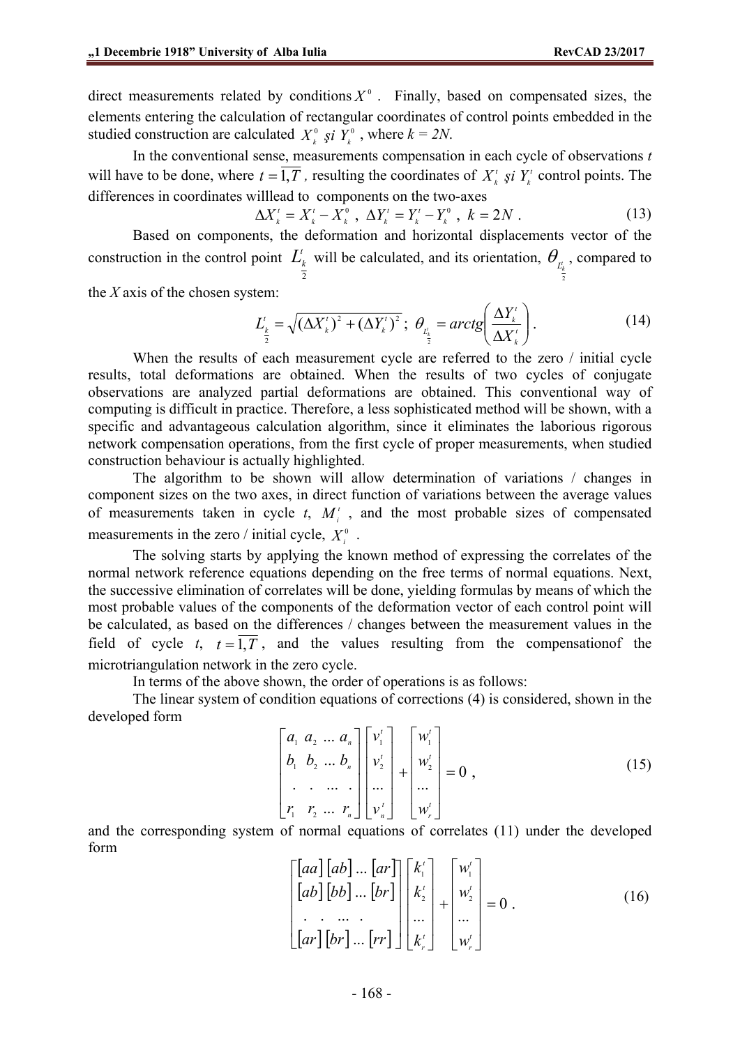direct measurements related by conditions $X^0$ . Finally, based on compensated sizes, the elements entering the calculation of rectangular coordinates of control points embedded in the studied construction are calculated $X_k^0$ *şi* $Y_k^0$ , where *k = 2N*.

In the conventional sense, measurements compensation in each cycle of observations *t* will have to be done, where $t = \overline{1,T}$ , resulting the coordinates of $X_k^t$ *şi* $Y_k^t$ control points. The differences in coordinates willlead to components on the two-axes

$$\Delta X_k^t = X_k^t - X_k^0 \ , \ \Delta Y_k^t = Y_k^t - Y_k^0 \ , \ k = 2N \ . \tag{13}$$

Based on components, the deformation and horizontal displacements vector of the construction in the control point $L_{\frac{k}{2}}^t$ will be calculated, and its orientation, $\theta_{L_{\frac{k}{2}}^t}$ , compared to the *X* axis of the chosen system:

$$L_{\frac{k}{2}}^t = \sqrt{(\Delta X_k^t)^2 + (\Delta Y_k^t)^2} \ ; \ \theta_{L_{\frac{k}{2}}^t} = arctg\left(\frac{\Delta Y_k^t}{\Delta X_k^t}\right). \tag{14}$$

When the results of each measurement cycle are referred to the zero / initial cycle results, total deformations are obtained. When the results of two cycles of conjugate observations are analyzed partial deformations are obtained. This conventional way of computing is difficult in practice. Therefore, a less sophisticated method will be shown, with a specific and advantageous calculation algorithm, since it eliminates the laborious rigorous network compensation operations, from the first cycle of proper measurements, when studied construction behaviour is actually highlighted.

The algorithm to be shown will allow determination of variations / changes in component sizes on the two axes, in direct function of variations between the average values of measurements taken in cycle *t*, $M_i^t$ , and the most probable sizes of compensated measurements in the zero / initial cycle, $X_i^0$ .

The solving starts by applying the known method of expressing the correlates of the normal network reference equations depending on the free terms of normal equations. Next, the successive elimination of correlates will be done, yielding formulas by means of which the most probable values of the components of the deformation vector of each control point will be calculated, as based on the differences / changes between the measurement values in the field of cycle *t*, $t = \overline{1,T}$ , and the values resulting from the compensationof the microtriangulation network in the zero cycle.

In terms of the above shown, the order of operations is as follows:

The linear system of condition equations of corrections (4) is considered, shown in the developed form

$$\begin{bmatrix} a_1 & a_2 & \dots & a_n \\ b_1 & b_2 & \dots & b_n \\ . & . & \dots & . \\ r_1 & r_2 & \dots & r_n \end{bmatrix} \begin{bmatrix} v_1^t \\ v_2^t \\ \dots \\ v_n^t \end{bmatrix} + \begin{bmatrix} w_1^t \\ w_2^t \\ \dots \\ w_r^t \end{bmatrix} = 0 \ , \tag{15}$$

and the corresponding system of normal equations of correlates (11) under the developed form

$$\begin{bmatrix} [aa] & [ab] & \dots & [ar] \\ [ab] & [bb] & \dots & [br] \\ . & . & \dots & . \\ [ar] & [br] & \dots & [rr] \end{bmatrix} \begin{bmatrix} k_1^t \\ k_2^t \\ \dots \\ k_r^t \end{bmatrix} + \begin{bmatrix} w_1^t \\ w_2^t \\ \dots \\ w_r^t \end{bmatrix} = 0 \ . \tag{16}$$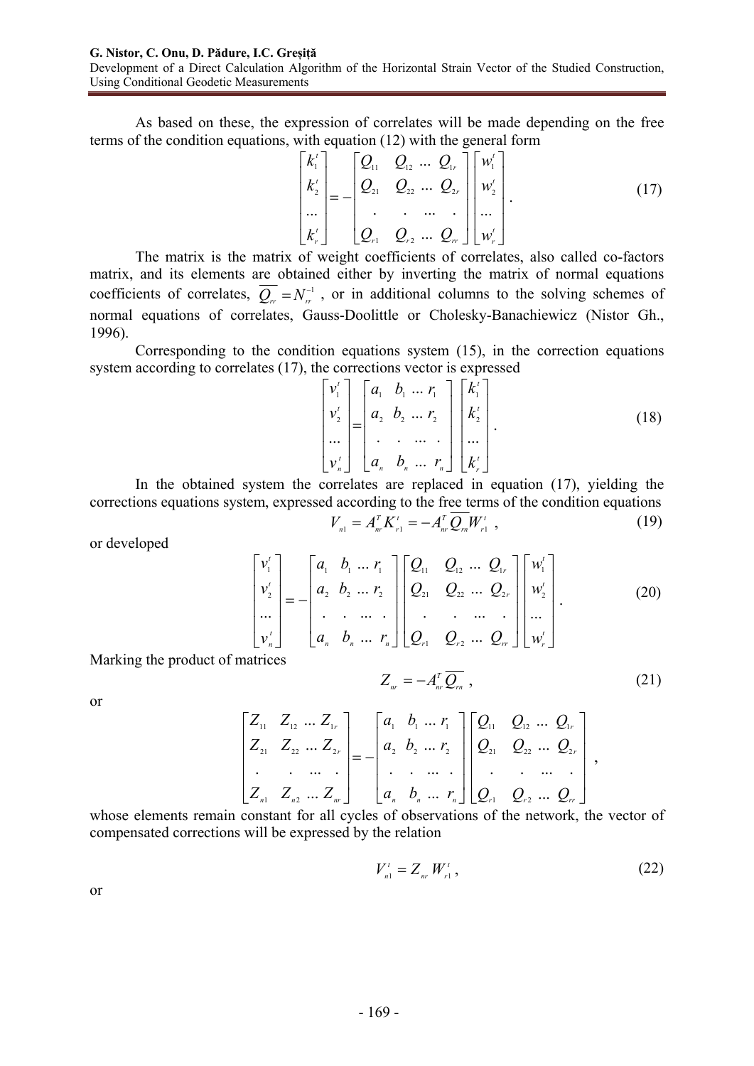As based on these, the expression of correlates will be made depending on the free terms of the condition equations, with equation (12) with the general form

$$\begin{bmatrix} k_1^t \\ k_2^t \\ ... \\ k_r^t \end{bmatrix} = -\begin{bmatrix} Q_{11} & Q_{12} & ... & Q_{1r} \\ Q_{21} & Q_{22} & ... & Q_{2r} \\ . & . & ... & . \\ Q_{r1} & Q_{r2} & ... & Q_{rr} \end{bmatrix} \begin{bmatrix} w_1^t \\ w_2^t \\ ... \\ w_r^t \end{bmatrix}. \tag{17}$$

The matrix is the matrix of weight coefficients of correlates, also called co-factors matrix, and its elements are obtained either by inverting the matrix of normal equations coefficients of correlates, $\overline{Q_{rr}} = N_{rr}^{-1}$, or in additional columns to the solving schemes of normal equations of correlates, Gauss-Doolittle or Cholesky-Banachiewicz (Nistor Gh., 1996).

Corresponding to the condition equations system (15), in the correction equations system according to correlates (17), the corrections vector is expressed

$$\begin{bmatrix} v_1^t \\ v_2^t \\ ... \\ v_n^t \end{bmatrix} = \begin{bmatrix} a_1 & b_1 & ... & r_1 \\ a_2 & b_2 & ... & r_2 \\ . & . & ... & . \\ a_n & b_n & ... & r_n \end{bmatrix} \begin{bmatrix} k_1^t \\ k_2^t \\ ... \\ k_r^t \end{bmatrix}. \tag{18}$$

In the obtained system the correlates are replaced in equation (17), yielding the corrections equations system, expressed according to the free terms of the condition equations

$$V_{n1} = A_{nr}^T K_{r1}^t = -A_{nr}^T \overline{Q_{rn}} W_{r1}^t, \tag{19}$$

or developed

$$\begin{bmatrix} v_1^t \\ v_2^t \\ ... \\ v_n^t \end{bmatrix} = -\begin{bmatrix} a_1 & b_1 & ... & r_1 \\ a_2 & b_2 & ... & r_2 \\ . & . & ... & . \\ a_n & b_n & ... & r_n \end{bmatrix} \begin{bmatrix} Q_{11} & Q_{12} & ... & Q_{1r} \\ Q_{21} & Q_{22} & ... & Q_{2r} \\ . & . & ... & . \\ Q_{r1} & Q_{r2} & ... & Q_{rr} \end{bmatrix} \begin{bmatrix} w_1^t \\ w_2^t \\ ... \\ w_r^t \end{bmatrix}. \tag{20}$$

Marking the product of matrices

$$Z_{nr} = -A_{nr}^T \overline{Q_{rn}}, \tag{21}$$

or

$$\begin{bmatrix} Z_{11} & Z_{12} & ... & Z_{1r} \\ Z_{21} & Z_{22} & ... & Z_{2r} \\ . & . & ... & . \\ Z_{n1} & Z_{n2} & ... & Z_{nr} \end{bmatrix} = -\begin{bmatrix} a_1 & b_1 & ... & r_1 \\ a_2 & b_2 & ... & r_2 \\ . & . & ... & . \\ a_n & b_n & ... & r_n \end{bmatrix} \begin{bmatrix} Q_{11} & Q_{12} & ... & Q_{1r} \\ Q_{21} & Q_{22} & ... & Q_{2r} \\ . & . & ... & . \\ Q_{r1} & Q_{r2} & ... & Q_{rr} \end{bmatrix},$$

whose elements remain constant for all cycles of observations of the network, the vector of compensated corrections will be expressed by the relation

$$V_{n1}^t = Z_{nr} W_{r1}^t, \tag{22}$$

or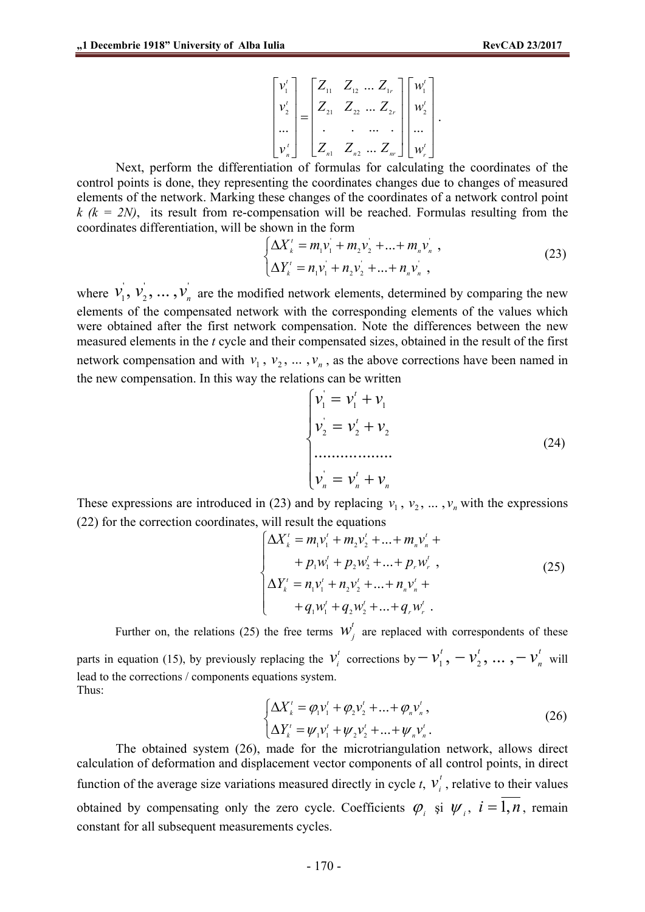$$\begin{bmatrix} v_1^t \\ v_2^t \\ \dots \\ v_n^t \end{bmatrix} = \begin{bmatrix} Z_{11} & Z_{12} & \dots & Z_{1r} \\ Z_{21} & Z_{22} & \dots & Z_{2r} \\ . & . & \dots & . \\ Z_{n1} & Z_{n2} & \dots & Z_{nr} \end{bmatrix} \begin{bmatrix} w_1^t \\ w_2^t \\ \dots \\ w_r^t \end{bmatrix}.$$

Next, perform the differentiation of formulas for calculating the coordinates of the control points is done, they representing the coordinates changes due to changes of measured elements of the network. Marking these changes of the coordinates of a network control point $k$ $(k = 2N)$, its result from re-compensation will be reached. Formulas resulting from the coordinates differentiation, will be shown in the form

$$\begin{cases} \Delta X_k^t = m_1 v_1^{'} + m_2 v_2^{'} + \dots + m_n v_n^{'} \ , \\ \Delta Y_k^t = n_1 v_1^{'} + n_2 v_2^{'} + \dots + n_n v_n^{'} \ , \end{cases} \tag{23}$$

where $v_1^{'}, v_2^{'}, \dots, v_n^{'}$ are the modified network elements, determined by comparing the new elements of the compensated network with the corresponding elements of the values which were obtained after the first network compensation. Note the differences between the new measured elements in the $t$ cycle and their compensated sizes, obtained in the result of the first network compensation and with $v_1, v_2, \dots, v_n$, as the above corrections have been named in the new compensation. In this way the relations can be written

$$\begin{cases} v_1^{'} = v_1^t + v_1 \\ v_2^{'} = v_2^t + v_2 \\ \dots\dots\dots\dots\dots\dots \\ v_n^{'} = v_n^t + v_n \end{cases} \tag{24}$$

These expressions are introduced in (23) and by replacing $v_1, v_2, \dots, v_n$ with the expressions (22) for the correction coordinates, will result the equations

$$\begin{cases} \Delta X_k^t = m_1 v_1^t + m_2 v_2^t + \dots + m_n v_n^t + \\ \quad + p_1 w_1^t + p_2 w_2^t + \dots + p_r w_r^t \ , \\ \Delta Y_k^t = n_1 v_1^t + n_2 v_2^t + \dots + n_n v_n^t + \\ \quad + q_1 w_1^t + q_2 w_2^t + \dots + q_r w_r^t \ . \end{cases} \tag{25}$$

Further on, the relations (25) the free terms $w_j^t$ are replaced with correspondents of these parts in equation (15), by previously replacing the $v_i^t$ corrections by $-v_1^t, -v_2^t, \dots, -v_n^t$ will lead to the corrections / components equations system.
Thus:

$$\begin{cases} \Delta X_k^t = \varphi_1 v_1^t + \varphi_2 v_2^t + \dots + \varphi_n v_n^t, \\ \Delta Y_k^t = \psi_1 v_1^t + \psi_2 v_2^t + \dots + \psi_n v_n^t. \end{cases} \tag{26}$$

The obtained system (26), made for the microtriangulation network, allows direct calculation of deformation and displacement vector components of all control points, in direct function of the average size variations measured directly in cycle $t$, $v_i^t$, relative to their values obtained by compensating only the zero cycle. Coefficients $\varphi_i$ şi $\psi_i$, $i = \overline{1,n}$, remain constant for all subsequent measurements cycles.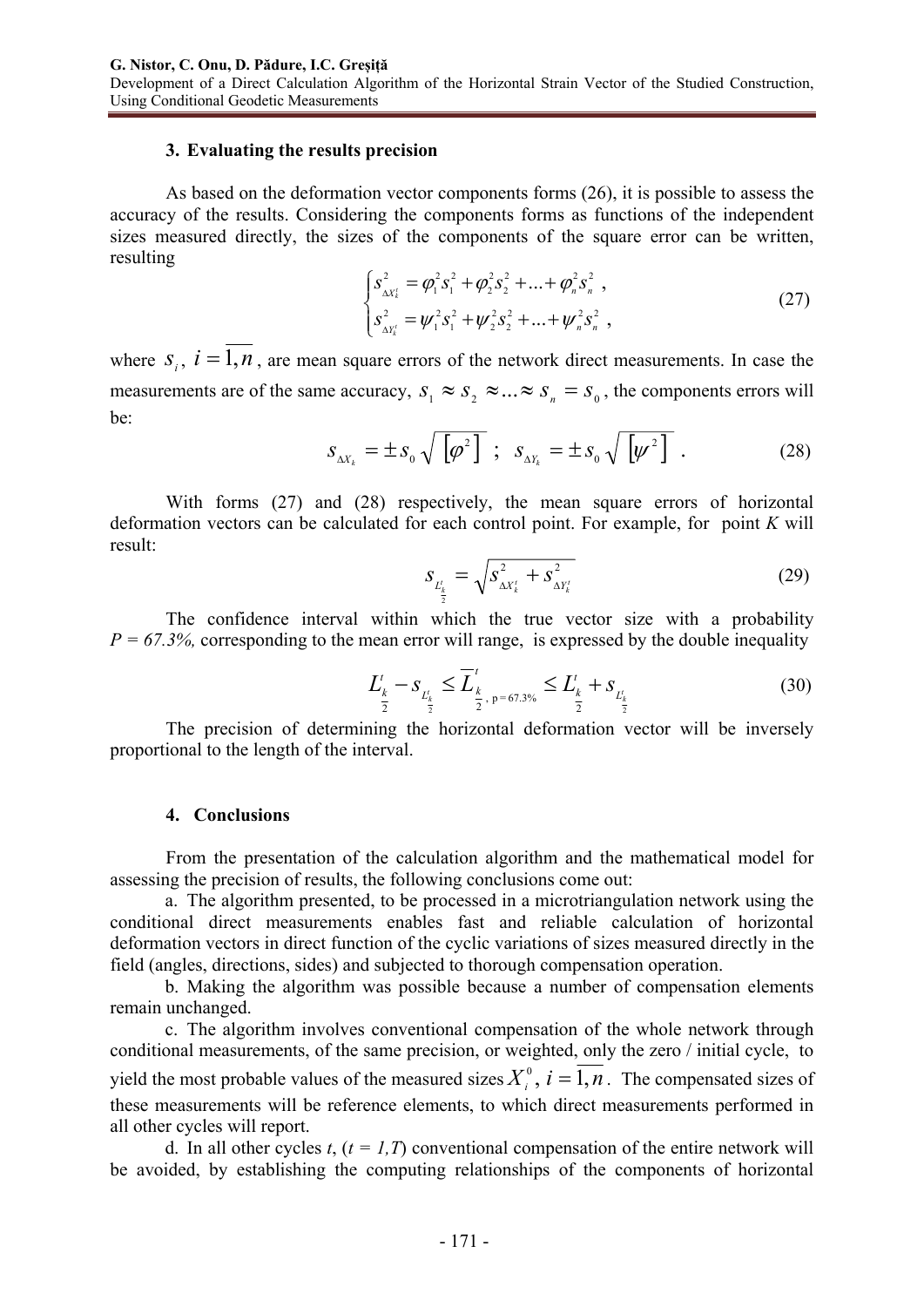### 3. Evaluating the results precision

As based on the deformation vector components forms (26), it is possible to assess the accuracy of the results. Considering the components forms as functions of the independent sizes measured directly, the sizes of the components of the square error can be written, resulting

$$\begin{cases} s^2_{\Delta X^t_k} = \varphi^2_1 s^2_1 + \varphi^2_2 s^2_2 + ... + \varphi^2_n s^2_n \ , \\ s^2_{\Delta Y^t_k} = \psi^2_1 s^2_1 + \psi^2_2 s^2_2 + ... + \psi^2_n s^2_n \ , \end{cases} \tag{27}$$

where $s_i$, $i = \overline{1,n}$, are mean square errors of the network direct measurements. In case the measurements are of the same accuracy, $s_1 \approx s_2 \approx ... \approx s_n = s_0$, the components errors will be:

$$s_{\Delta X_k} = \pm s_0 \sqrt{\left[\varphi^2\right]} \ ; \ s_{\Delta Y_k} = \pm s_0 \sqrt{\left[\psi^2\right]} \ . \tag{28}$$

With forms (27) and (28) respectively, the mean square errors of horizontal deformation vectors can be calculated for each control point. For example, for point *K* will result:

$$s_{L^t_{\frac{k}{2}}} = \sqrt{s^2_{\Delta X^t_k} + s^2_{\Delta Y^t_k}} \tag{29}$$

The confidence interval within which the true vector size with a probability *P = 67.3%,* corresponding to the mean error will range, is expressed by the double inequality

$$L^t_{\frac{k}{2}} - s_{L^t_{\frac{k}{2}}} \le \overline{L}^t_{\frac{k}{2}, \, p=67.3\%} \le L^t_{\frac{k}{2}} + s_{L^t_{\frac{k}{2}}} \tag{30}$$

The precision of determining the horizontal deformation vector will be inversely proportional to the length of the interval.

### 4. Conclusions

From the presentation of the calculation algorithm and the mathematical model for assessing the precision of results, the following conclusions come out:

a. The algorithm presented, to be processed in a microtriangulation network using the conditional direct measurements enables fast and reliable calculation of horizontal deformation vectors in direct function of the cyclic variations of sizes measured directly in the field (angles, directions, sides) and subjected to thorough compensation operation.

b. Making the algorithm was possible because a number of compensation elements remain unchanged.

c. The algorithm involves conventional compensation of the whole network through conditional measurements, of the same precision, or weighted, only the zero / initial cycle, to yield the most probable values of the measured sizes $X^0_i$, $i = \overline{1,n}$. The compensated sizes of these measurements will be reference elements, to which direct measurements performed in all other cycles will report.

d. In all other cycles *t*, (*t = 1,T*) conventional compensation of the entire network will be avoided, by establishing the computing relationships of the components of horizontal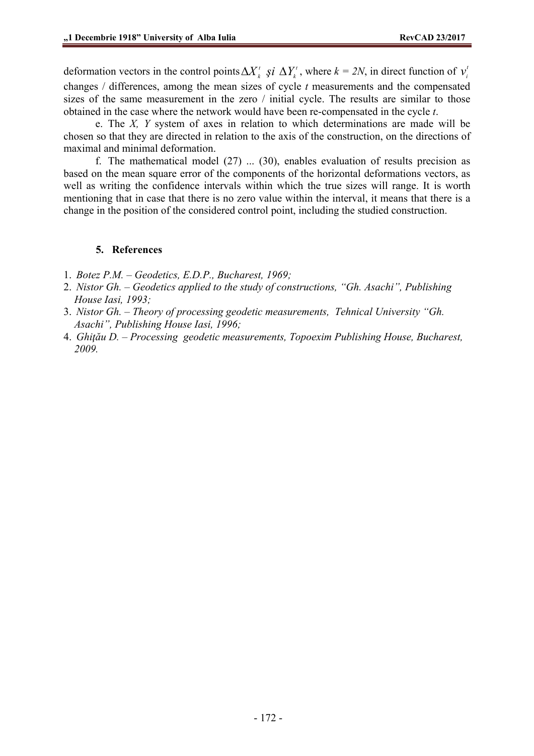deformation vectors in the control points $\Delta X_k^t$ *şi* $\Delta Y_k^t$, where *k = 2N*, in direct function of $v_i^t$ changes / differences, among the mean sizes of cycle *t* measurements and the compensated sizes of the same measurement in the zero / initial cycle. The results are similar to those obtained in the case where the network would have been re-compensated in the cycle *t*.

e. The *X, Y* system of axes in relation to which determinations are made will be chosen so that they are directed in relation to the axis of the construction, on the directions of maximal and minimal deformation.

f. The mathematical model (27) ... (30), enables evaluation of results precision as based on the mean square error of the components of the horizontal deformations vectors, as well as writing the confidence intervals within which the true sizes will range. It is worth mentioning that in case that there is no zero value within the interval, it means that there is a change in the position of the considered control point, including the studied construction.

## 5. References

1. *Botez P.M. – Geodetics, E.D.P., Bucharest, 1969;*
2. *Nistor Gh. – Geodetics applied to the study of constructions, "Gh. Asachi", Publishing House Iasi, 1993;*
3. *Nistor Gh. – Theory of processing geodetic measurements, Tehnical University "Gh. Asachi", Publishing House Iasi, 1996;*
4. *Ghiţău D. – Processing geodetic measurements, Topoexim Publishing House, Bucharest, 2009.*